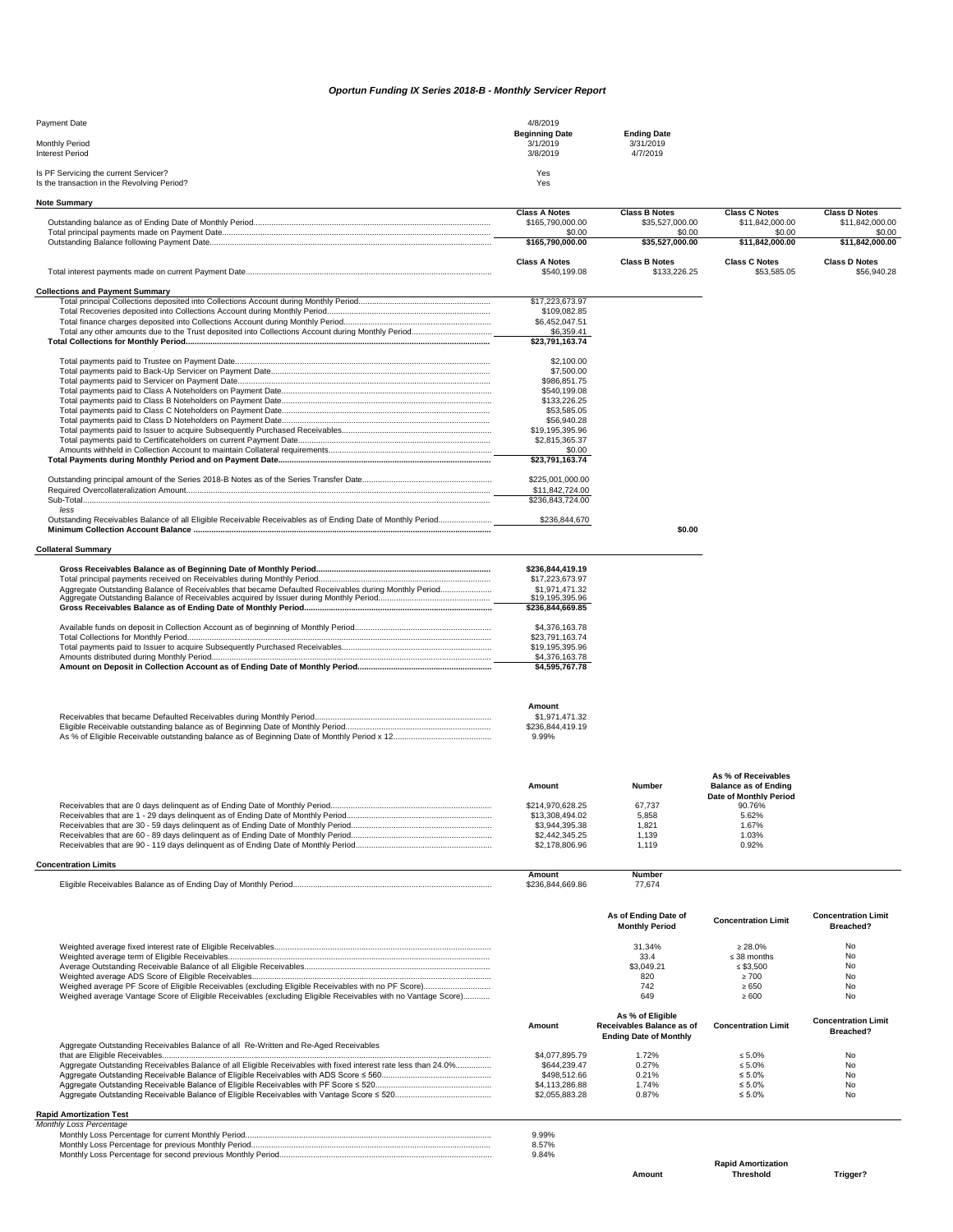# *Oportun Funding IX Series 2018-B - Monthly Servicer Report*

| | | |
|---|---|---|
| Payment Date | 4/8/2019 | |
| | **Beginning Date** | **Ending Date** |
| Monthly Period | 3/1/2019 | 3/31/2019 |
| Interest Period | 3/8/2019 | 4/7/2019 |
| Is PF Servicing the current Servicer? | Yes | |
| Is the transaction in the Revolving Period? | Yes | |

**Note Summary**

| | Class A Notes | Class B Notes | Class C Notes | Class D Notes |
|---|---|---|---|---|
| Outstanding balance as of Ending Date of Monthly Period | $165,790,000.00 | $35,527,000.00 | $11,842,000.00 | $11,842,000.00 |
| Total principal payments made on Payment Date | $0.00 | $0.00 | $0.00 | $0.00 |
| Outstanding Balance following Payment Date | **$165,790,000.00** | **$35,527,000.00** | **$11,842,000.00** | **$11,842,000.00** |

| | Class A Notes | Class B Notes | Class C Notes | Class D Notes |
|---|---|---|---|---|
| Total interest payments made on current Payment Date | $540,199.08 | $133,226.25 | $53,585.05 | $56,940.28 |

**Collections and Payment Summary**

| | | |
|---|---|---|
| Total principal Collections deposited into Collections Account during Monthly Period | $17,223,673.97 | |
| Total Recoveries deposited into Collections Account during Monthly Period | $109,082.85 | |
| Total finance charges deposited into Collections Account during Monthly Period | $6,452,047.51 | |
| Total any other amounts due to the Trust deposited into Collections Account during Monthly Period | $6,359.41 | |
| **Total Collections for Monthly Period** | **$23,791,163.74** | |
| Total payments paid to Trustee on Payment Date | $2,100.00 | |
| Total payments paid to Back-Up Servicer on Payment Date | $7,500.00 | |
| Total payments paid to Servicer on Payment Date | $986,851.75 | |
| Total payments paid to Class A Noteholders on Payment Date | $540,199.08 | |
| Total payments paid to Class B Noteholders on Payment Date | $133,226.25 | |
| Total payments paid to Class C Noteholders on Payment Date | $53,585.05 | |
| Total payments paid to Class D Noteholders on Payment Date | $56,940.28 | |
| Total payments paid to Issuer to acquire Subsequently Purchased Receivables | $19,195,395.96 | |
| Total payments paid to Certificateholders on current Payment Date | $2,815,365.37 | |
| Amounts withheld in Collection Account to maintain Collateral requirements | $0.00 | |
| **Total Payments during Monthly Period and on Payment Date** | **$23,791,163.74** | |
| Outstanding principal amount of the Series 2018-B Notes as of the Series Transfer Date | $225,001,000.00 | |
| Required Overcollateralization Amount | $11,842,724.00 | |
| Sub-Total | $236,843,724.00 | |
| *less* | | |
| Outstanding Receivables Balance of all Eligible Receivable Receivables as of Ending Date of Monthly Period | $236,844,670 | |
| **Minimum Collection Account Balance** | | **$0.00** |

**Collateral Summary**

| | |
|---|---|
| **Gross Receivables Balance as of Beginning Date of Monthly Period** | **$236,844,419.19** |
| Total principal payments received on Receivables during Monthly Period | $17,223,673.97 |
| Aggregate Outstanding Balance of Receivables that became Defaulted Receivables during Monthly Period | $1,971,471.32 |
| Aggregate Outstanding Balance of Receivables acquired by Issuer during Monthly Period | $19,195,395.96 |
| **Gross Receivables Balance as of Ending Date of Monthly Period** | **$236,844,669.85** |
| Available funds on deposit in Collection Account as of beginning of Monthly Period | $4,376,163.78 |
| Total Collections for Monthly Period | $23,791,163.74 |
| Total payments paid to Issuer to acquire Subsequently Purchased Receivables | $19,195,395.96 |
| Amounts distributed during Monthly Period | $4,376,163.78 |
| **Amount on Deposit in Collection Account as of Ending Date of Monthly Period** | **$4,595,767.78** |

| | Amount |
|---|---|
| Receivables that became Defaulted Receivables during Monthly Period | $1,971,471.32 |
| Eligible Receivable outstanding balance as of Beginning Date of Monthly Period | $236,844,419.19 |
| As % of Eligible Receivable outstanding balance as of Beginning Date of Monthly Period x 12 | 9.99% |

| | Amount | Number | As % of Receivables Balance as of Ending Date of Monthly Period |
|---|---|---|---|
| Receivables that are 0 days delinquent as of Ending Date of Monthly Period | $214,970,628.25 | 67,737 | 90.76% |
| Receivables that are 1 - 29 days delinquent as of Ending Date of Monthly Period | $13,308,494.02 | 5,858 | 5.62% |
| Receivables that are 30 - 59 days delinquent as of Ending Date of Monthly Period | $3,944,395.38 | 1,821 | 1.67% |
| Receivables that are 60 - 89 days delinquent as of Ending Date of Monthly Period | $2,442,345.25 | 1,139 | 1.03% |
| Receivables that are 90 - 119 days delinquent as of Ending Date of Monthly Period | $2,178,806.96 | 1,119 | 0.92% |

**Concentration Limits**

| | Amount | Number |
|---|---|---|
| Eligible Receivables Balance as of Ending Day of Monthly Period | $236,844,669.86 | 77,674 |

| | As of Ending Date of Monthly Period | Concentration Limit | Concentration Limit Breached? |
|---|---|---|---|
| Weighted average fixed interest rate of Eligible Receivables | 31.34% | ≥ 28.0% | No |
| Weighted average term of Eligible Receivables | 33.4 | ≤ 38 months | No |
| Average Outstanding Receivable Balance of all Eligible Receivables | $3,049.21 | ≤ $3,500 | No |
| Weighted average ADS Score of Eligible Receivables | 820 | ≥ 700 | No |
| Weighed average PF Score of Eligible Receivables (excluding Eligible Receivables with no PF Score) | 742 | ≥ 650 | No |
| Weighed average Vantage Score of Eligible Receivables (excluding Eligible Receivables with no Vantage Score) | 649 | ≥ 600 | No |

| | Amount | As % of Eligible Receivables Balance as of Ending Date of Monthly | Concentration Limit | Concentration Limit Breached? |
|---|---|---|---|---|
| Aggregate Outstanding Receivables Balance of all Re-Written and Re-Aged Receivables that are Eligible Receivables | $4,077,895.79 | 1.72% | ≤ 5.0% | No |
| Aggregate Outstanding Receivables Balance of all Eligible Receivables with fixed interest rate less than 24.0% | $644,239.47 | 0.27% | ≤ 5.0% | No |
| Aggregate Outstanding Receivable Balance of Eligible Receivables with ADS Score ≤ 560 | $498,512.66 | 0.21% | ≤ 5.0% | No |
| Aggregate Outstanding Receivable Balance of Eligible Receivables with PF Score ≤ 520 | $4,113,286.88 | 1.74% | ≤ 5.0% | No |
| Aggregate Outstanding Receivable Balance of Eligible Receivables with Vantage Score ≤ 520 | $2,055,883.28 | 0.87% | ≤ 5.0% | No |

**Rapid Amortization Test**

*Monthly Loss Percentage*

| | |
|---|---|
| Monthly Loss Percentage for current Monthly Period | 9.99% |
| Monthly Loss Percentage for previous Monthly Period | 8.57% |
| Monthly Loss Percentage for second previous Monthly Period | 9.84% |

| | Amount | Rapid Amortization Threshold | Trigger? |
|---|---|---|---|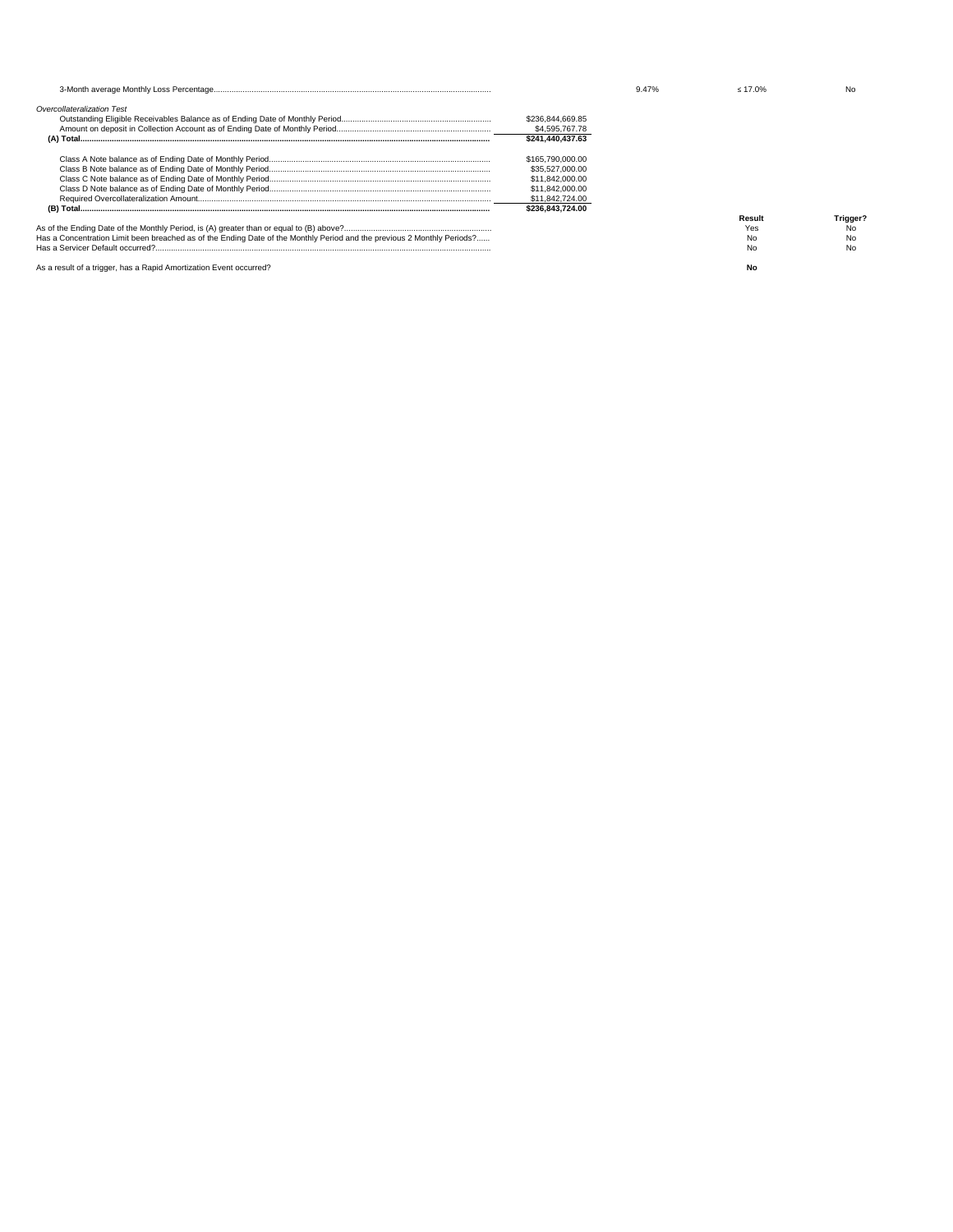| | | | | |
|---|---|---|---|---|
| 3-Month average Monthly Loss Percentage | | 9.47% | ≤ 17.0% | No |

*Overcollateralization Test*

| | |
|---|---|
| Outstanding Eligible Receivables Balance as of Ending Date of Monthly Period | $236,844,669.85 |
| Amount on deposit in Collection Account as of Ending Date of Monthly Period | $4,595,767.78 |
| **(A) Total** | **$241,440,437.63** |
| Class A Note balance as of Ending Date of Monthly Period | $165,790,000.00 |
| Class B Note balance as of Ending Date of Monthly Period | $35,527,000.00 |
| Class C Note balance as of Ending Date of Monthly Period | $11,842,000.00 |
| Class D Note balance as of Ending Date of Monthly Period | $11,842,000.00 |
| Required Overcollateralization Amount | $11,842,724.00 |
| **(B) Total** | **$236,843,724.00** |

| | Result | Trigger? |
|---|---|---|
| As of the Ending Date of the Monthly Period, is (A) greater than or equal to (B) above? | Yes | No |
| Has a Concentration Limit been breached as of the Ending Date of the Monthly Period and the previous 2 Monthly Periods? | No | No |
| Has a Servicer Default occurred? | No | No |

As a result of a trigger, has a Rapid Amortization Event occurred? **No**